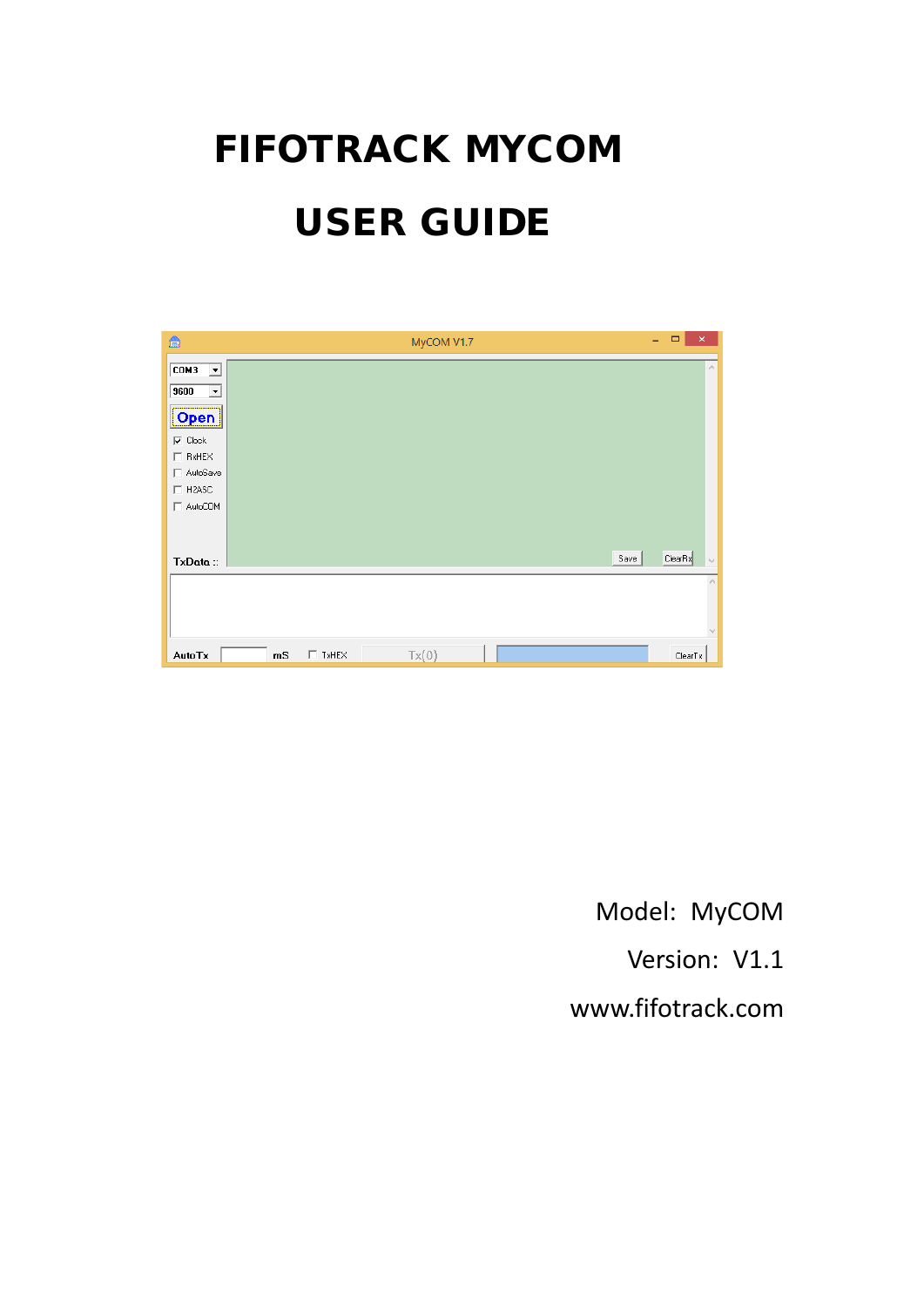# FIFOTRACK MYCOM

# USER GUIDE

Model: MyCOM

Version: V1.1

www.fifotrack.com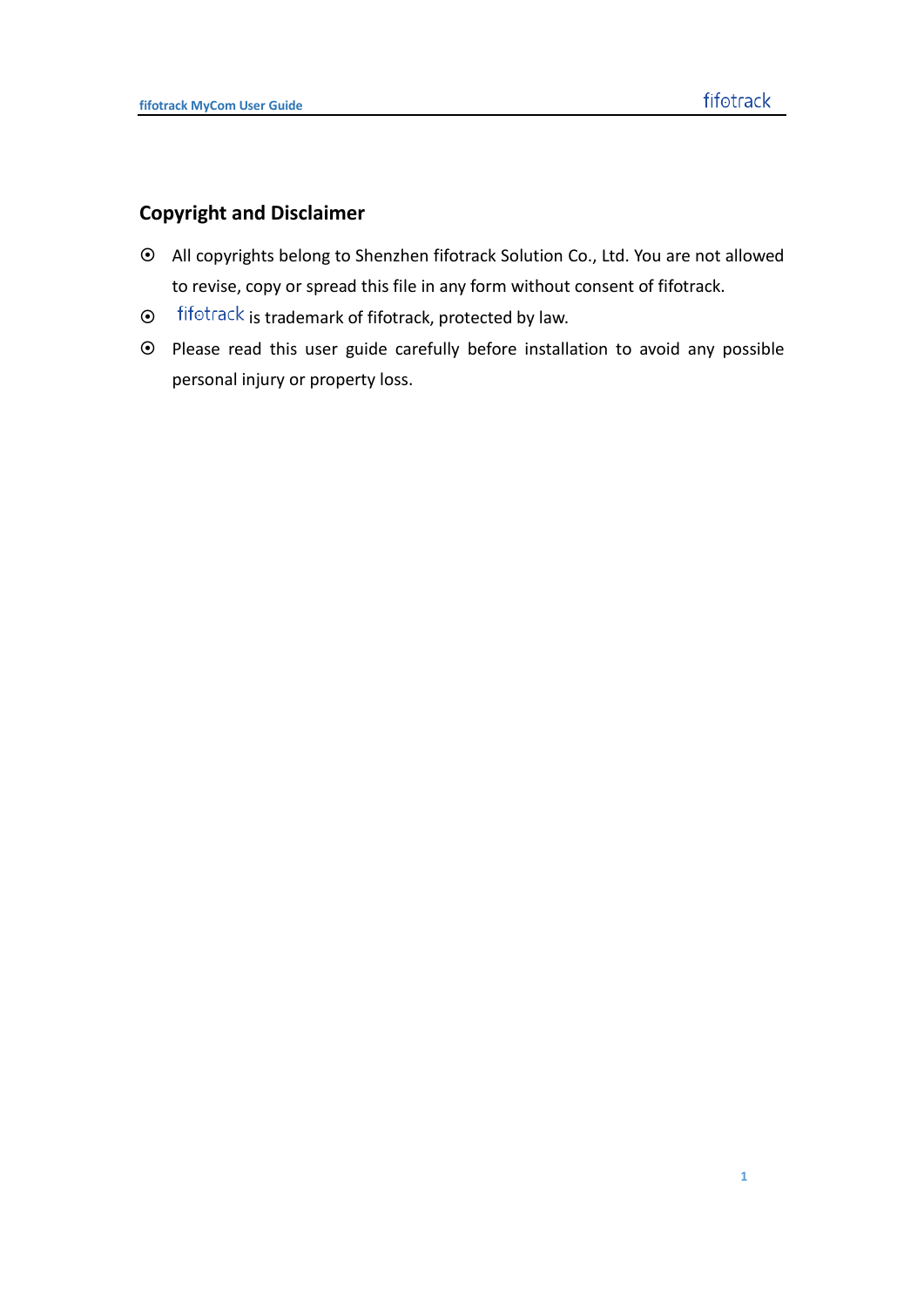## Copyright and Disclaimer

- All copyrights belong to Shenzhen fifotrack Solution Co., Ltd. You are not allowed to revise, copy or spread this file in any form without consent of fifotrack.
- fifotrack is trademark of fifotrack, protected by law.
- Please read this user guide carefully before installation to avoid any possible personal injury or property loss.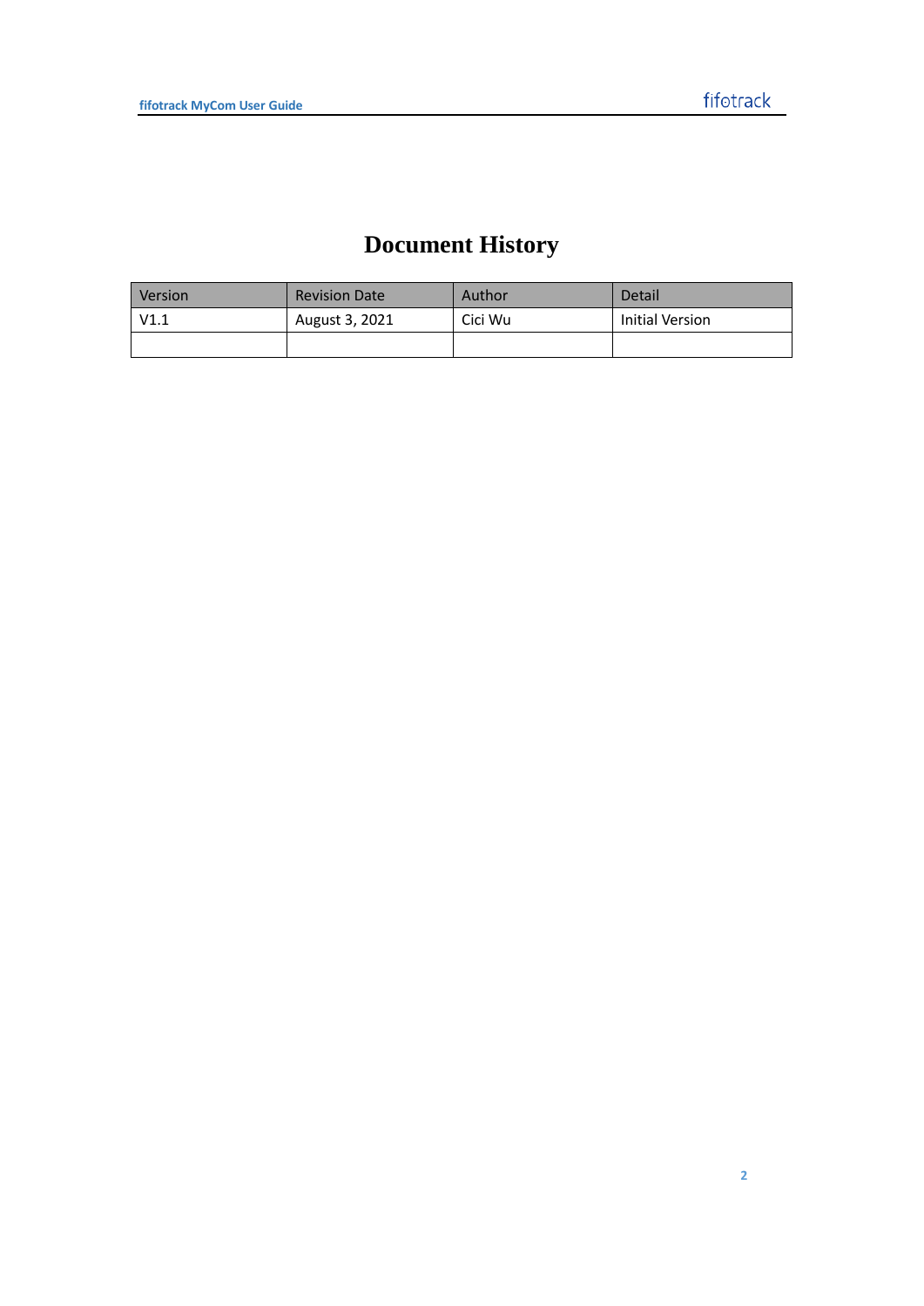# Document History

| Version | Revision Date | Author | Detail |
|---|---|---|---|
| V1.1 | August 3, 2021 | Cici Wu | Initial Version |
| | | | |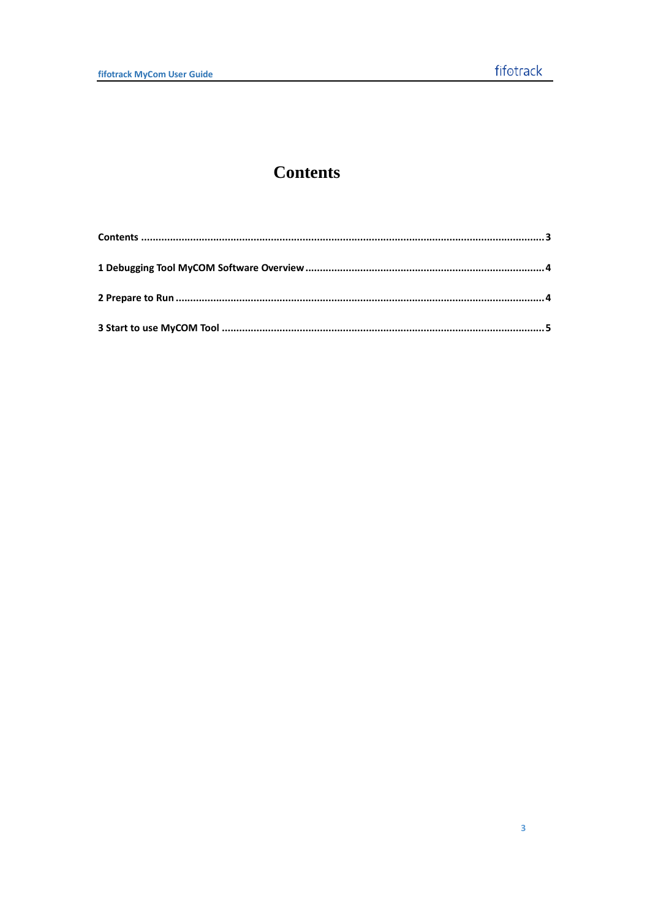# Contents

**Contents** .......................................................................................................................................... **3**

**1 Debugging Tool MyCOM Software Overview** ................................................................................. **4**

**2 Prepare to Run** .............................................................................................................................. **4**

**3 Start to use MyCOM Tool** .............................................................................................................. **5**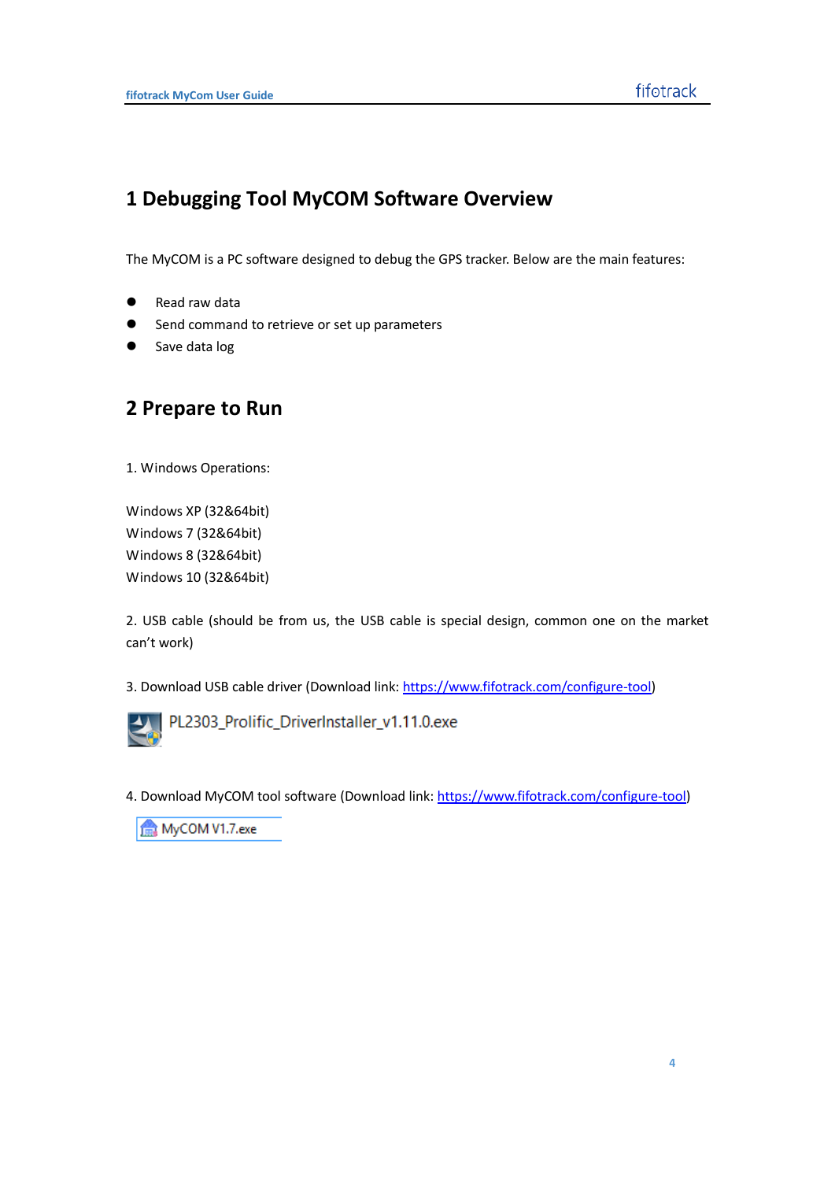# 1 Debugging Tool MyCOM Software Overview

The MyCOM is a PC software designed to debug the GPS tracker. Below are the main features:

- Read raw data
- Send command to retrieve or set up parameters
- Save data log

# 2 Prepare to Run

1. Windows Operations:

Windows XP (32&64bit)
Windows 7 (32&64bit)
Windows 8 (32&64bit)
Windows 10 (32&64bit)

2. USB cable (should be from us, the USB cable is special design, common one on the market can't work)

3. Download USB cable driver (Download link: https://www.fifotrack.com/configure-tool)

PL2303_Prolific_DriverInstaller_v1.11.0.exe

4. Download MyCOM tool software (Download link: https://www.fifotrack.com/configure-tool)

MyCOM V1.7.exe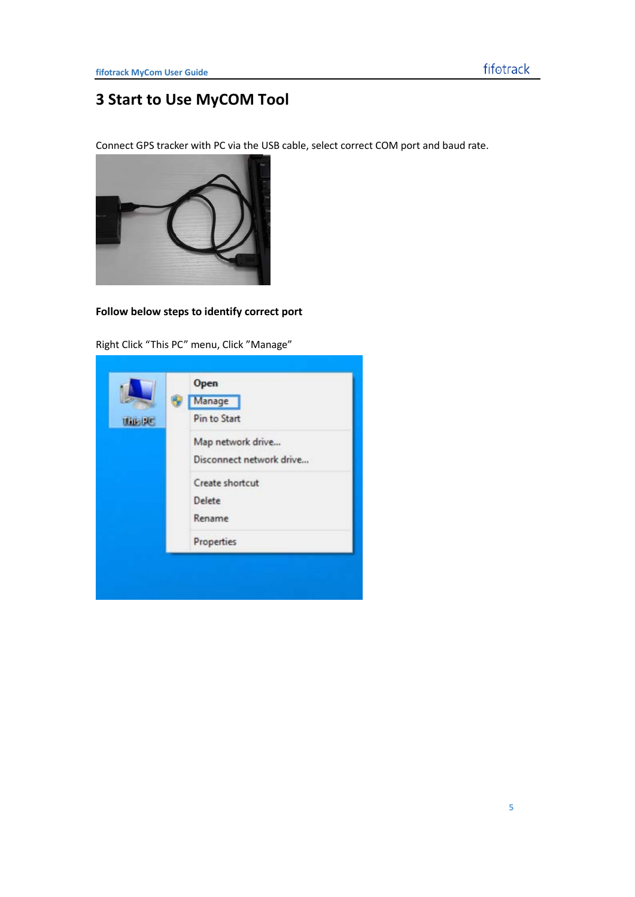# 3 Start to Use MyCOM Tool

Connect GPS tracker with PC via the USB cable, select correct COM port and baud rate.

**Follow below steps to identify correct port**

Right Click “This PC” menu, Click ”Manage”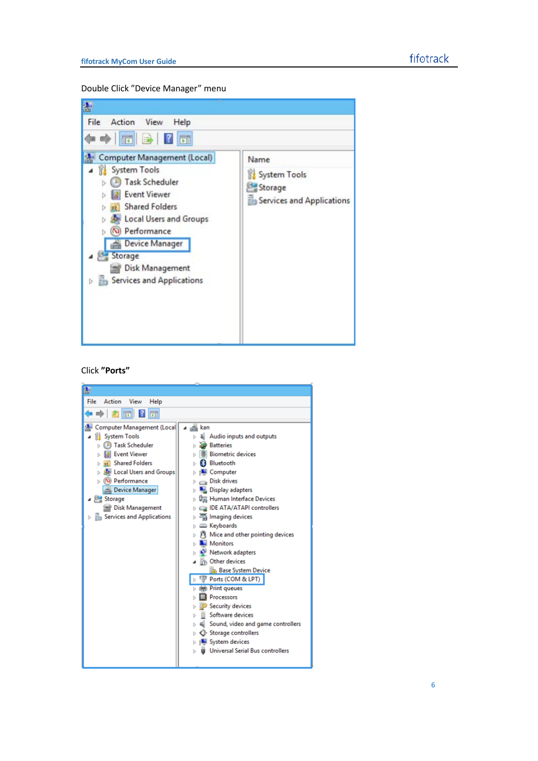Double Click ”Device Manager” menu

Click ”**Ports**”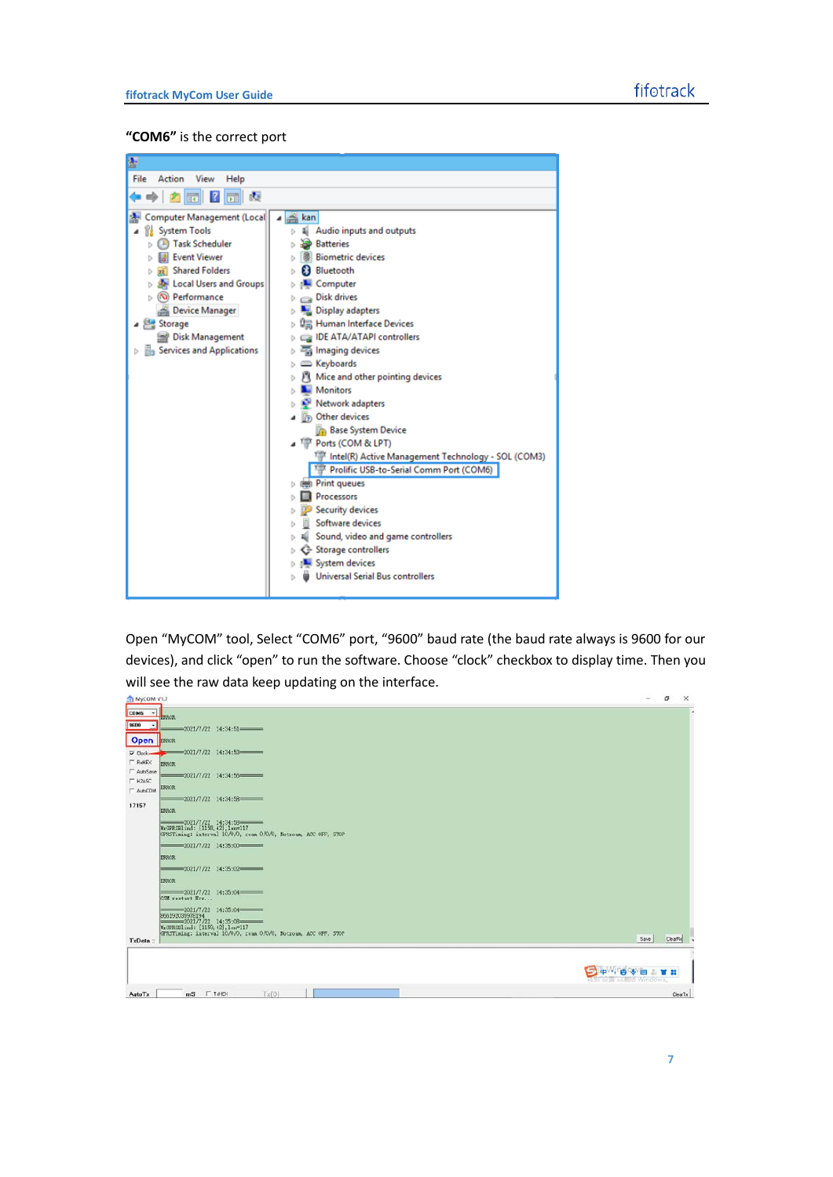**"COM6"** is the correct port

Open "MyCOM" tool, Select "COM6" port, "9600" baud rate (the baud rate always is 9600 for our devices), and click "open" to run the software. Choose "clock" checkbox to display time. Then you will see the raw data keep updating on the interface.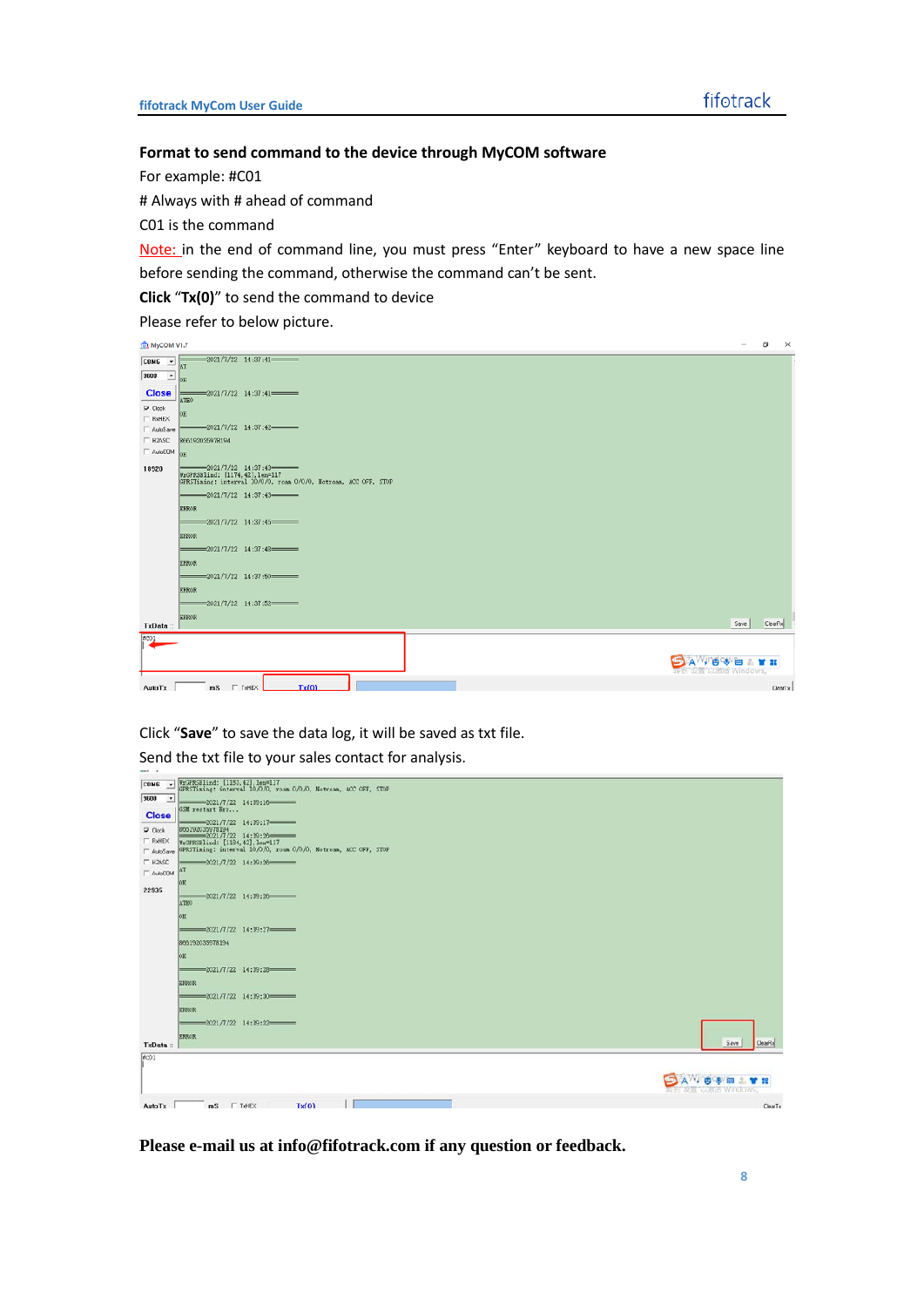## Format to send command to the device through MyCOM software

For example: #C01

# Always with # ahead of command

C01 is the command

Note: in the end of command line, you must press "Enter" keyboard to have a new space line before sending the command, otherwise the command can't be sent.

**Click** "**Tx(0)**" to send the command to device

Please refer to below picture.

Click "**Save**" to save the data log, it will be saved as txt file.

Send the txt file to your sales contact for analysis.

**Please e-mail us at info@fifotrack.com if any question or feedback.**